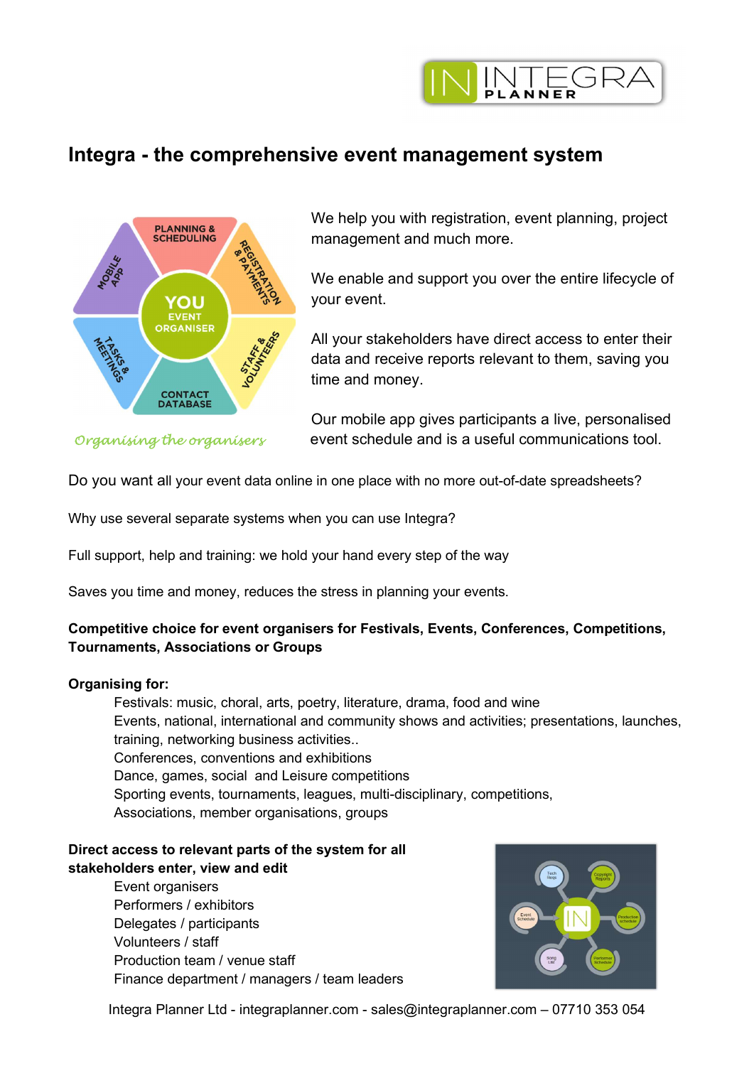# Integra - the comprehensive event management system

*Organising the organisers*

We help you with registration, event planning, project management and much more.

We enable and support you over the entire lifecycle of your event.

All your stakeholders have direct access to enter their data and receive reports relevant to them, saving you time and money.

Our mobile app gives participants a live, personalised event schedule and is a useful communications tool.

Do you want all your event data online in one place with no more out-of-date spreadsheets?

Why use several separate systems when you can use Integra?

Full support, help and training: we hold your hand every step of the way

Saves you time and money, reduces the stress in planning your events.

**Competitive choice for event organisers for Festivals, Events, Conferences, Competitions, Tournaments, Associations or Groups**

**Organising for:**

- Festivals: music, choral, arts, poetry, literature, drama, food and wine
- Events, national, international and community shows and activities; presentations, launches, training, networking business activities..
- Conferences, conventions and exhibitions
- Dance, games, social and Leisure competitions
- Sporting events, tournaments, leagues, multi-disciplinary, competitions,
- Associations, member organisations, groups

**Direct access to relevant parts of the system for all stakeholders enter, view and edit**

- Event organisers
- Performers / exhibitors
- Delegates / participants
- Volunteers / staff
- Production team / venue staff
- Finance department / managers / team leaders

Integra Planner Ltd - integraplanner.com - sales@integraplanner.com – 07710 353 054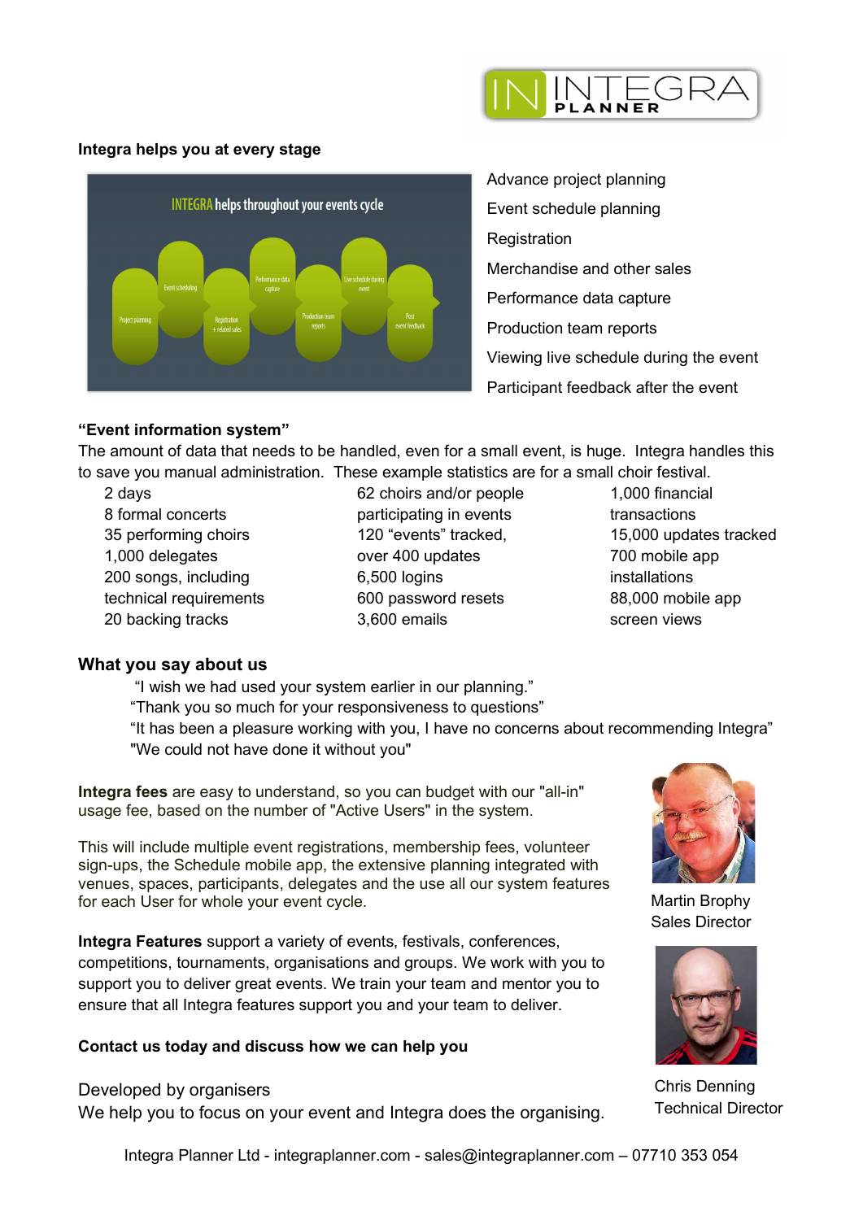**Integra helps you at every stage**

Advance project planning

Event schedule planning

Registration

Merchandise and other sales

Performance data capture

Production team reports

Viewing live schedule during the event

Participant feedback after the event

**"Event information system"**

The amount of data that needs to be handled, even for a small event, is huge. Integra handles this to save you manual administration. These example statistics are for a small choir festival.

| | | |
|---|---|---|
| 2 days | 62 choirs and/or people participating in events | 1,000 financial transactions |
| 8 formal concerts | 120 "events" tracked, over 400 updates | 15,000 updates tracked |
| 35 performing choirs | 6,500 logins | 700 mobile app installations |
| 1,000 delegates | 600 password resets | 88,000 mobile app screen views |
| 200 songs, including technical requirements | 3,600 emails | |
| 20 backing tracks | | |

## What you say about us

"I wish we had used your system earlier in our planning."
"Thank you so much for your responsiveness to questions"
"It has been a pleasure working with you, I have no concerns about recommending Integra"
"We could not have done it without you"

**Integra fees** are easy to understand, so you can budget with our "all-in" usage fee, based on the number of "Active Users" in the system.

This will include multiple event registrations, membership fees, volunteer sign-ups, the Schedule mobile app, the extensive planning integrated with venues, spaces, participants, delegates and the use all our system features for each User for whole your event cycle.

**Integra Features** support a variety of events, festivals, conferences, competitions, tournaments, organisations and groups. We work with you to support you to deliver great events. We train your team and mentor you to ensure that all Integra features support you and your team to deliver.

**Contact us today and discuss how we can help you**

Developed by organisers
We help you to focus on your event and Integra does the organising.

Martin Brophy
Sales Director

Chris Denning
Technical Director

Integra Planner Ltd - integraplanner.com - sales@integraplanner.com – 07710 353 054